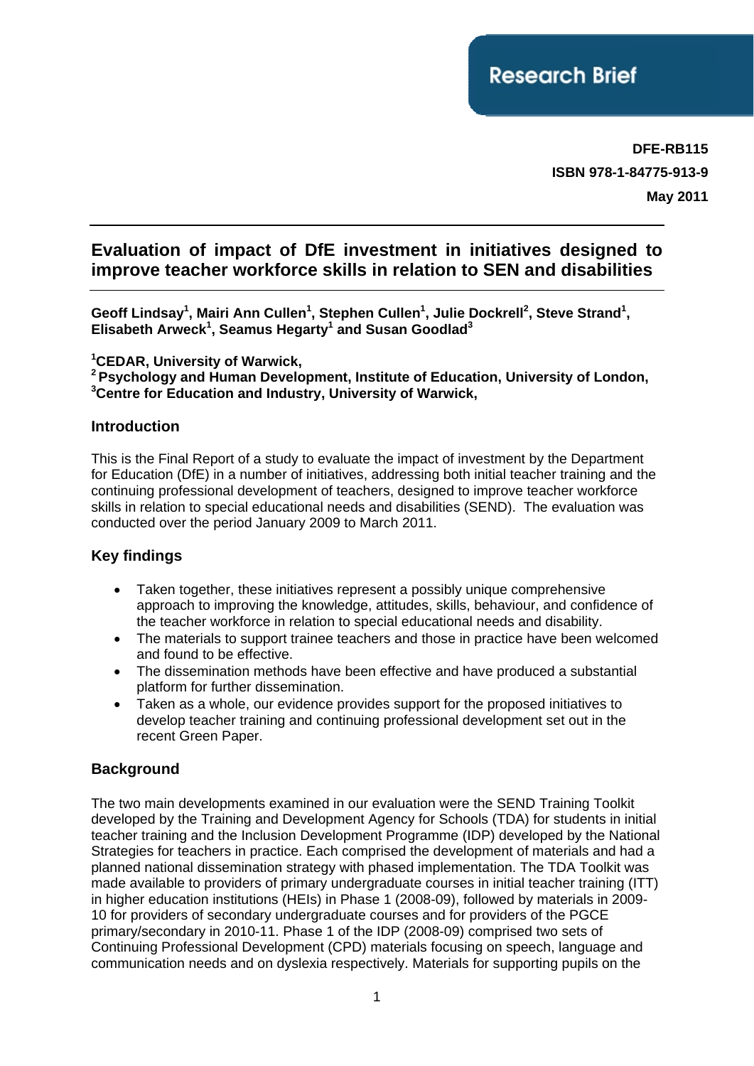Research Brief

**DFE-RB115**
**ISBN 978-1-84775-913-9**
**May 2011**

# Evaluation of impact of DfE investment in initiatives designed to improve teacher workforce skills in relation to SEN and disabilities

**Geoff Lindsay[1], Mairi Ann Cullen[1], Stephen Cullen[1], Julie Dockrell[2], Steve Strand[1], Elisabeth Arweck[1], Seamus Hegarty[1] and Susan Goodlad[3]**

**[1]CEDAR, University of Warwick,**
**[2] Psychology and Human Development, Institute of Education, University of London,**
**[3]Centre for Education and Industry, University of Warwick,**

## Introduction

This is the Final Report of a study to evaluate the impact of investment by the Department for Education (DfE) in a number of initiatives, addressing both initial teacher training and the continuing professional development of teachers, designed to improve teacher workforce skills in relation to special educational needs and disabilities (SEND). The evaluation was conducted over the period January 2009 to March 2011.

## Key findings

- Taken together, these initiatives represent a possibly unique comprehensive approach to improving the knowledge, attitudes, skills, behaviour, and confidence of the teacher workforce in relation to special educational needs and disability.
- The materials to support trainee teachers and those in practice have been welcomed and found to be effective.
- The dissemination methods have been effective and have produced a substantial platform for further dissemination.
- Taken as a whole, our evidence provides support for the proposed initiatives to develop teacher training and continuing professional development set out in the recent Green Paper.

## Background

The two main developments examined in our evaluation were the SEND Training Toolkit developed by the Training and Development Agency for Schools (TDA) for students in initial teacher training and the Inclusion Development Programme (IDP) developed by the National Strategies for teachers in practice. Each comprised the development of materials and had a planned national dissemination strategy with phased implementation. The TDA Toolkit was made available to providers of primary undergraduate courses in initial teacher training (ITT) in higher education institutions (HEIs) in Phase 1 (2008-09), followed by materials in 2009-10 for providers of secondary undergraduate courses and for providers of the PGCE primary/secondary in 2010-11. Phase 1 of the IDP (2008-09) comprised two sets of Continuing Professional Development (CPD) materials focusing on speech, language and communication needs and on dyslexia respectively. Materials for supporting pupils on the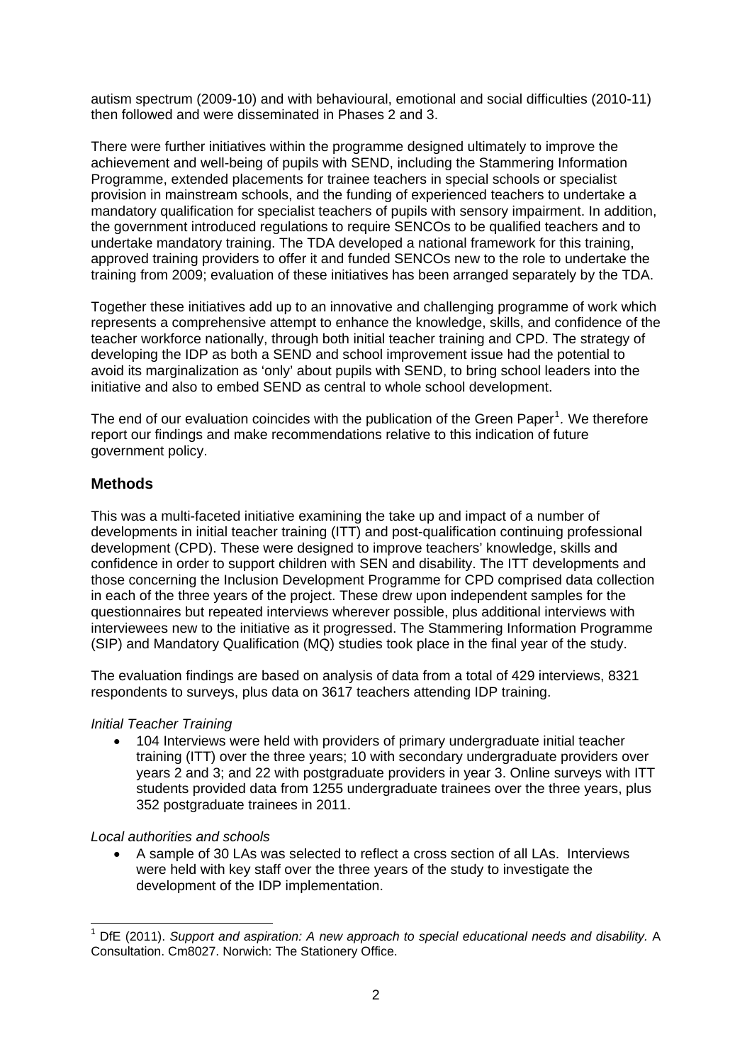autism spectrum (2009-10) and with behavioural, emotional and social difficulties (2010-11) then followed and were disseminated in Phases 2 and 3.

There were further initiatives within the programme designed ultimately to improve the achievement and well-being of pupils with SEND, including the Stammering Information Programme, extended placements for trainee teachers in special schools or specialist provision in mainstream schools, and the funding of experienced teachers to undertake a mandatory qualification for specialist teachers of pupils with sensory impairment. In addition, the government introduced regulations to require SENCOs to be qualified teachers and to undertake mandatory training. The TDA developed a national framework for this training, approved training providers to offer it and funded SENCOs new to the role to undertake the training from 2009; evaluation of these initiatives has been arranged separately by the TDA.

Together these initiatives add up to an innovative and challenging programme of work which represents a comprehensive attempt to enhance the knowledge, skills, and confidence of the teacher workforce nationally, through both initial teacher training and CPD. The strategy of developing the IDP as both a SEND and school improvement issue had the potential to avoid its marginalization as 'only' about pupils with SEND, to bring school leaders into the initiative and also to embed SEND as central to whole school development.

The end of our evaluation coincides with the publication of the Green Paper[1]. We therefore report our findings and make recommendations relative to this indication of future government policy.

## Methods

This was a multi-faceted initiative examining the take up and impact of a number of developments in initial teacher training (ITT) and post-qualification continuing professional development (CPD). These were designed to improve teachers' knowledge, skills and confidence in order to support children with SEN and disability. The ITT developments and those concerning the Inclusion Development Programme for CPD comprised data collection in each of the three years of the project. These drew upon independent samples for the questionnaires but repeated interviews wherever possible, plus additional interviews with interviewees new to the initiative as it progressed. The Stammering Information Programme (SIP) and Mandatory Qualification (MQ) studies took place in the final year of the study.

The evaluation findings are based on analysis of data from a total of 429 interviews, 8321 respondents to surveys, plus data on 3617 teachers attending IDP training.

*Initial Teacher Training*

- 104 Interviews were held with providers of primary undergraduate initial teacher training (ITT) over the three years; 10 with secondary undergraduate providers over years 2 and 3; and 22 with postgraduate providers in year 3. Online surveys with ITT students provided data from 1255 undergraduate trainees over the three years, plus 352 postgraduate trainees in 2011.

*Local authorities and schools*

- A sample of 30 LAs was selected to reflect a cross section of all LAs. Interviews were held with key staff over the three years of the study to investigate the development of the IDP implementation.

[1] DfE (2011). *Support and aspiration: A new approach to special educational needs and disability.* A Consultation. Cm8027. Norwich: The Stationery Office.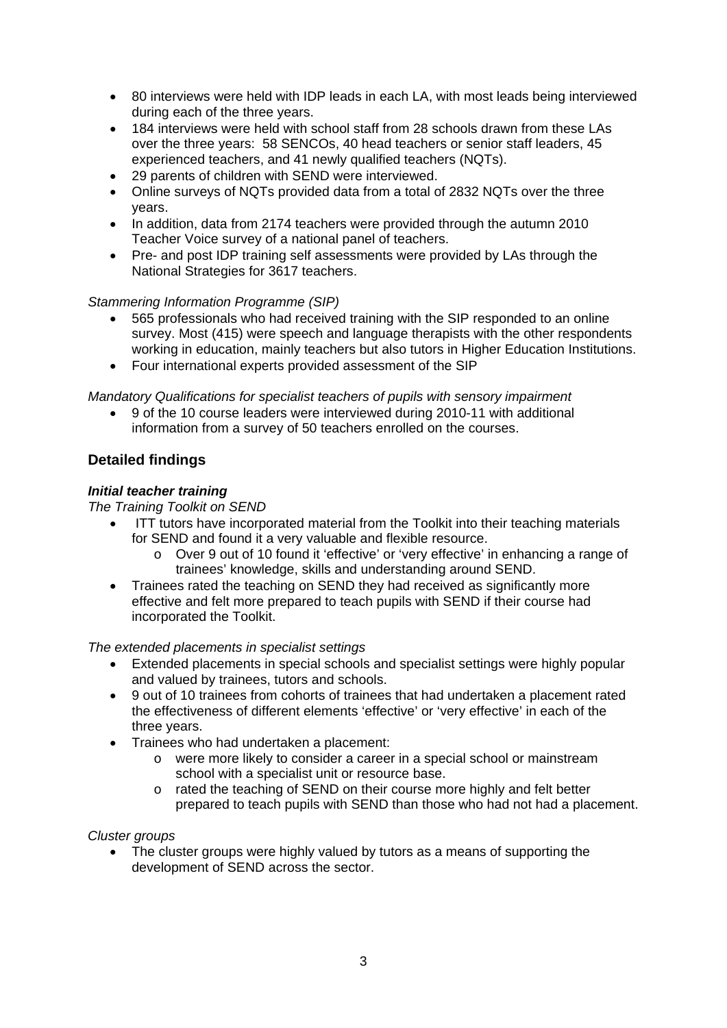- 80 interviews were held with IDP leads in each LA, with most leads being interviewed during each of the three years.
- 184 interviews were held with school staff from 28 schools drawn from these LAs over the three years: 58 SENCOs, 40 head teachers or senior staff leaders, 45 experienced teachers, and 41 newly qualified teachers (NQTs).
- 29 parents of children with SEND were interviewed.
- Online surveys of NQTs provided data from a total of 2832 NQTs over the three years.
- In addition, data from 2174 teachers were provided through the autumn 2010 Teacher Voice survey of a national panel of teachers.
- Pre- and post IDP training self assessments were provided by LAs through the National Strategies for 3617 teachers.

*Stammering Information Programme (SIP)*

- 565 professionals who had received training with the SIP responded to an online survey. Most (415) were speech and language therapists with the other respondents working in education, mainly teachers but also tutors in Higher Education Institutions.
- Four international experts provided assessment of the SIP

*Mandatory Qualifications for specialist teachers of pupils with sensory impairment*

- 9 of the 10 course leaders were interviewed during 2010-11 with additional information from a survey of 50 teachers enrolled on the courses.

## Detailed findings

***Initial teacher training***

*The Training Toolkit on SEND*

- ITT tutors have incorporated material from the Toolkit into their teaching materials for SEND and found it a very valuable and flexible resource.
  - Over 9 out of 10 found it 'effective' or 'very effective' in enhancing a range of trainees' knowledge, skills and understanding around SEND.
- Trainees rated the teaching on SEND they had received as significantly more effective and felt more prepared to teach pupils with SEND if their course had incorporated the Toolkit.

*The extended placements in specialist settings*

- Extended placements in special schools and specialist settings were highly popular and valued by trainees, tutors and schools.
- 9 out of 10 trainees from cohorts of trainees that had undertaken a placement rated the effectiveness of different elements 'effective' or 'very effective' in each of the three years.
- Trainees who had undertaken a placement:
  - were more likely to consider a career in a special school or mainstream school with a specialist unit or resource base.
  - rated the teaching of SEND on their course more highly and felt better prepared to teach pupils with SEND than those who had not had a placement.

*Cluster groups*

- The cluster groups were highly valued by tutors as a means of supporting the development of SEND across the sector.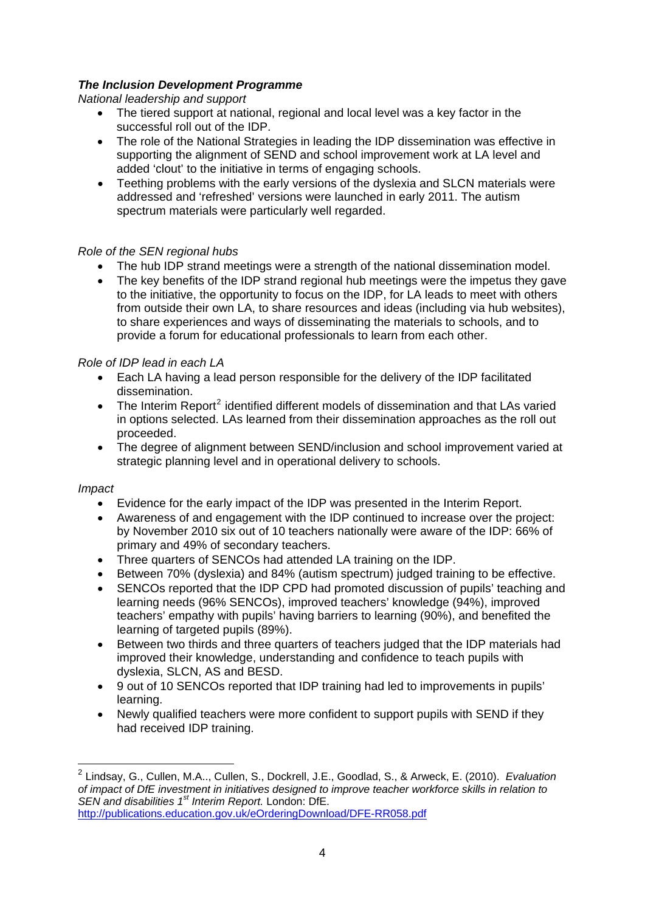### *The Inclusion Development Programme*

*National leadership and support*

- The tiered support at national, regional and local level was a key factor in the successful roll out of the IDP.
- The role of the National Strategies in leading the IDP dissemination was effective in supporting the alignment of SEND and school improvement work at LA level and added 'clout' to the initiative in terms of engaging schools.
- Teething problems with the early versions of the dyslexia and SLCN materials were addressed and 'refreshed' versions were launched in early 2011. The autism spectrum materials were particularly well regarded.

*Role of the SEN regional hubs*

- The hub IDP strand meetings were a strength of the national dissemination model.
- The key benefits of the IDP strand regional hub meetings were the impetus they gave to the initiative, the opportunity to focus on the IDP, for LA leads to meet with others from outside their own LA, to share resources and ideas (including via hub websites), to share experiences and ways of disseminating the materials to schools, and to provide a forum for educational professionals to learn from each other.

*Role of IDP lead in each LA*

- Each LA having a lead person responsible for the delivery of the IDP facilitated dissemination.
- The Interim Report[2] identified different models of dissemination and that LAs varied in options selected. LAs learned from their dissemination approaches as the roll out proceeded.
- The degree of alignment between SEND/inclusion and school improvement varied at strategic planning level and in operational delivery to schools.

*Impact*

- Evidence for the early impact of the IDP was presented in the Interim Report.
- Awareness of and engagement with the IDP continued to increase over the project: by November 2010 six out of 10 teachers nationally were aware of the IDP: 66% of primary and 49% of secondary teachers.
- Three quarters of SENCOs had attended LA training on the IDP.
- Between 70% (dyslexia) and 84% (autism spectrum) judged training to be effective.
- SENCOs reported that the IDP CPD had promoted discussion of pupils' teaching and learning needs (96% SENCOs), improved teachers' knowledge (94%), improved teachers' empathy with pupils' having barriers to learning (90%), and benefited the learning of targeted pupils (89%).
- Between two thirds and three quarters of teachers judged that the IDP materials had improved their knowledge, understanding and confidence to teach pupils with dyslexia, SLCN, AS and BESD.
- 9 out of 10 SENCOs reported that IDP training had led to improvements in pupils' learning.
- Newly qualified teachers were more confident to support pupils with SEND if they had received IDP training.

---

[2] Lindsay, G., Cullen, M.A.., Cullen, S., Dockrell, J.E., Goodlad, S., & Arweck, E. (2010). *Evaluation of impact of DfE investment in initiatives designed to improve teacher workforce skills in relation to SEN and disabilities 1st Interim Report.* London: DfE.
http://publications.education.gov.uk/eOrderingDownload/DFE-RR058.pdf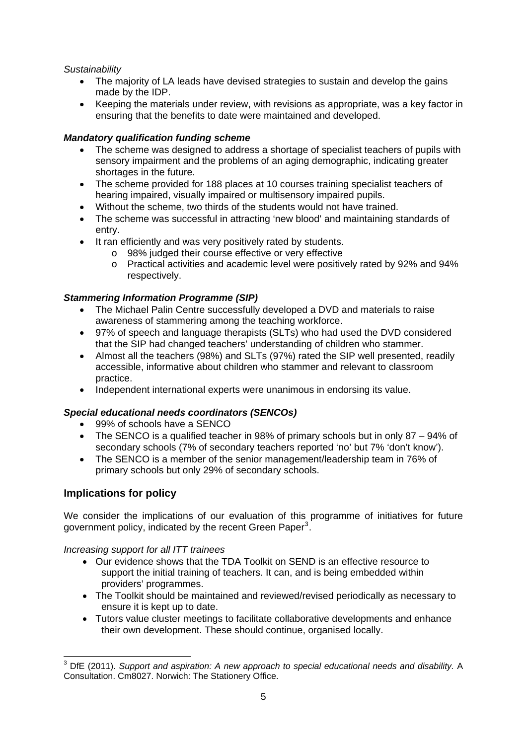*Sustainability*

- The majority of LA leads have devised strategies to sustain and develop the gains made by the IDP.
- Keeping the materials under review, with revisions as appropriate, was a key factor in ensuring that the benefits to date were maintained and developed.

***Mandatory qualification funding scheme***

- The scheme was designed to address a shortage of specialist teachers of pupils with sensory impairment and the problems of an aging demographic, indicating greater shortages in the future.
- The scheme provided for 188 places at 10 courses training specialist teachers of hearing impaired, visually impaired or multisensory impaired pupils.
- Without the scheme, two thirds of the students would not have trained.
- The scheme was successful in attracting 'new blood' and maintaining standards of entry.
- It ran efficiently and was very positively rated by students.
  - 98% judged their course effective or very effective
  - Practical activities and academic level were positively rated by 92% and 94% respectively.

***Stammering Information Programme (SIP)***

- The Michael Palin Centre successfully developed a DVD and materials to raise awareness of stammering among the teaching workforce.
- 97% of speech and language therapists (SLTs) who had used the DVD considered that the SIP had changed teachers' understanding of children who stammer.
- Almost all the teachers (98%) and SLTs (97%) rated the SIP well presented, readily accessible, informative about children who stammer and relevant to classroom practice.
- Independent international experts were unanimous in endorsing its value.

***Special educational needs coordinators (SENCOs)***

- 99% of schools have a SENCO
- The SENCO is a qualified teacher in 98% of primary schools but in only 87 – 94% of secondary schools (7% of secondary teachers reported 'no' but 7% 'don't know').
- The SENCO is a member of the senior management/leadership team in 76% of primary schools but only 29% of secondary schools.

## Implications for policy

We consider the implications of our evaluation of this programme of initiatives for future government policy, indicated by the recent Green Paper[3].

*Increasing support for all ITT trainees*

- Our evidence shows that the TDA Toolkit on SEND is an effective resource to support the initial training of teachers. It can, and is being embedded within providers' programmes.
- The Toolkit should be maintained and reviewed/revised periodically as necessary to ensure it is kept up to date.
- Tutors value cluster meetings to facilitate collaborative developments and enhance their own development. These should continue, organised locally.

[3] DfE (2011). *Support and aspiration: A new approach to special educational needs and disability.* A Consultation. Cm8027. Norwich: The Stationery Office.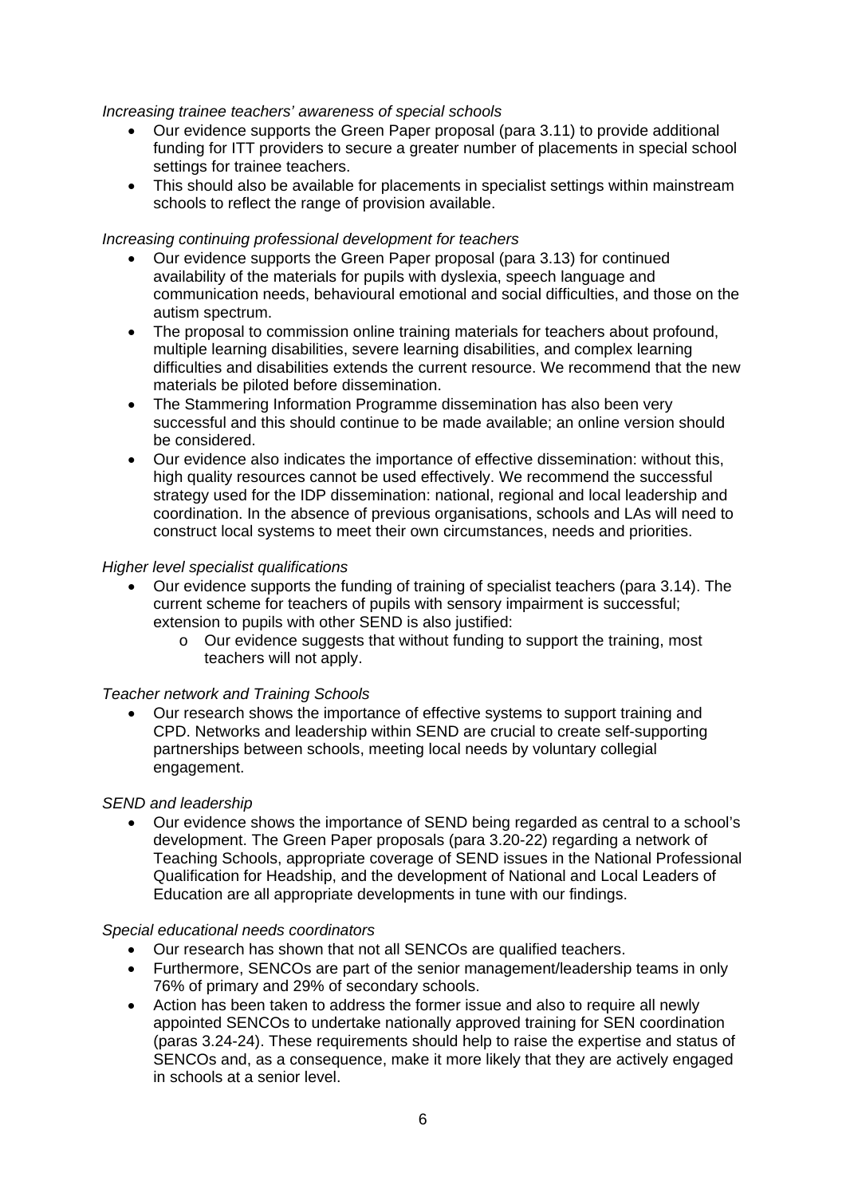*Increasing trainee teachers' awareness of special schools*

- Our evidence supports the Green Paper proposal (para 3.11) to provide additional funding for ITT providers to secure a greater number of placements in special school settings for trainee teachers.
- This should also be available for placements in specialist settings within mainstream schools to reflect the range of provision available.

*Increasing continuing professional development for teachers*

- Our evidence supports the Green Paper proposal (para 3.13) for continued availability of the materials for pupils with dyslexia, speech language and communication needs, behavioural emotional and social difficulties, and those on the autism spectrum.
- The proposal to commission online training materials for teachers about profound, multiple learning disabilities, severe learning disabilities, and complex learning difficulties and disabilities extends the current resource. We recommend that the new materials be piloted before dissemination.
- The Stammering Information Programme dissemination has also been very successful and this should continue to be made available; an online version should be considered.
- Our evidence also indicates the importance of effective dissemination: without this, high quality resources cannot be used effectively. We recommend the successful strategy used for the IDP dissemination: national, regional and local leadership and coordination. In the absence of previous organisations, schools and LAs will need to construct local systems to meet their own circumstances, needs and priorities.

*Higher level specialist qualifications*

- Our evidence supports the funding of training of specialist teachers (para 3.14). The current scheme for teachers of pupils with sensory impairment is successful; extension to pupils with other SEND is also justified:
  - Our evidence suggests that without funding to support the training, most teachers will not apply.

*Teacher network and Training Schools*

- Our research shows the importance of effective systems to support training and CPD. Networks and leadership within SEND are crucial to create self-supporting partnerships between schools, meeting local needs by voluntary collegial engagement.

*SEND and leadership*

- Our evidence shows the importance of SEND being regarded as central to a school's development. The Green Paper proposals (para 3.20-22) regarding a network of Teaching Schools, appropriate coverage of SEND issues in the National Professional Qualification for Headship, and the development of National and Local Leaders of Education are all appropriate developments in tune with our findings.

*Special educational needs coordinators*

- Our research has shown that not all SENCOs are qualified teachers.
- Furthermore, SENCOs are part of the senior management/leadership teams in only 76% of primary and 29% of secondary schools.
- Action has been taken to address the former issue and also to require all newly appointed SENCOs to undertake nationally approved training for SEN coordination (paras 3.24-24). These requirements should help to raise the expertise and status of SENCOs and, as a consequence, make it more likely that they are actively engaged in schools at a senior level.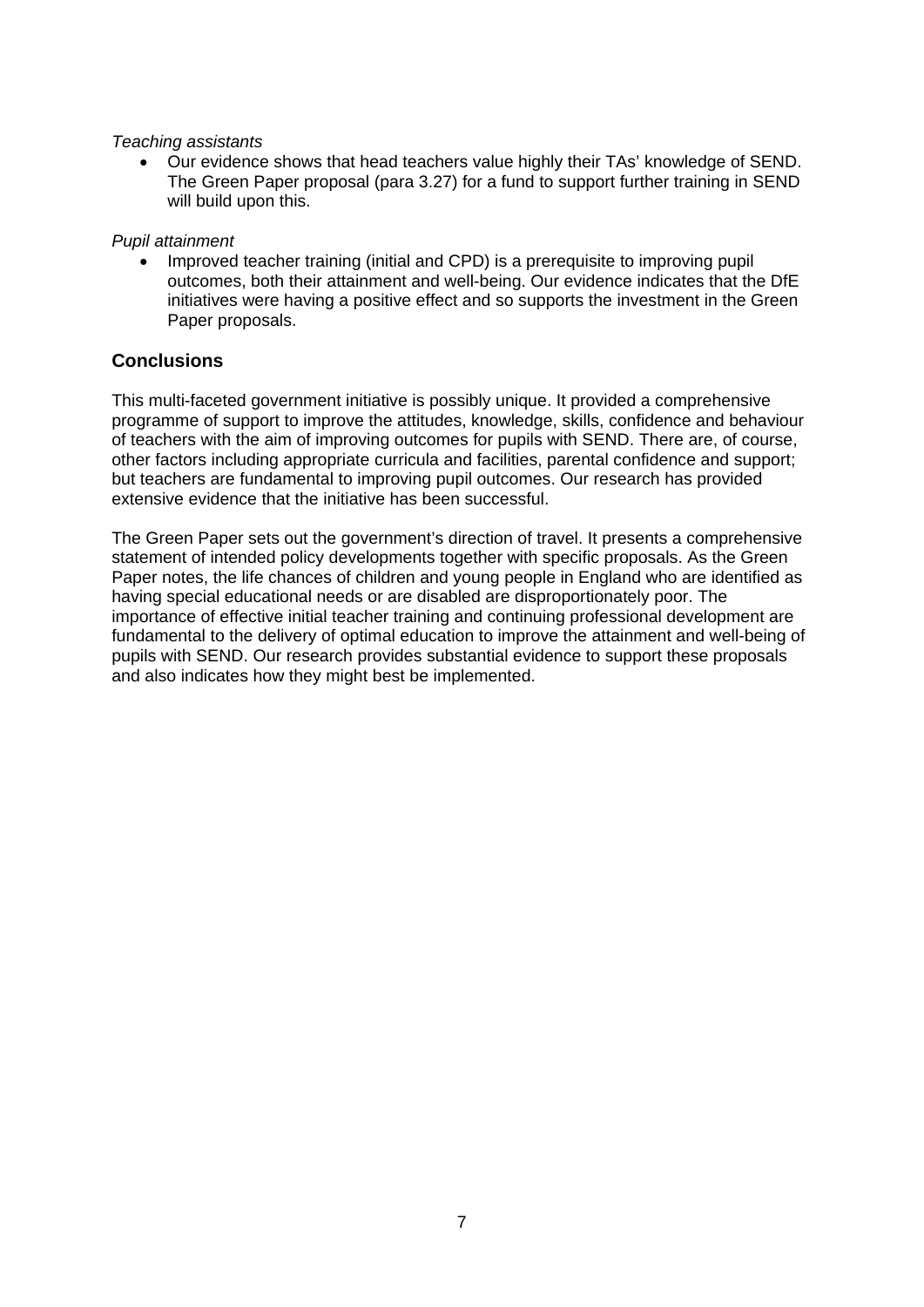*Teaching assistants*

- Our evidence shows that head teachers value highly their TAs' knowledge of SEND. The Green Paper proposal (para 3.27) for a fund to support further training in SEND will build upon this.

*Pupil attainment*

- Improved teacher training (initial and CPD) is a prerequisite to improving pupil outcomes, both their attainment and well-being. Our evidence indicates that the DfE initiatives were having a positive effect and so supports the investment in the Green Paper proposals.

## Conclusions

This multi-faceted government initiative is possibly unique. It provided a comprehensive programme of support to improve the attitudes, knowledge, skills, confidence and behaviour of teachers with the aim of improving outcomes for pupils with SEND. There are, of course, other factors including appropriate curricula and facilities, parental confidence and support; but teachers are fundamental to improving pupil outcomes. Our research has provided extensive evidence that the initiative has been successful.

The Green Paper sets out the government's direction of travel. It presents a comprehensive statement of intended policy developments together with specific proposals. As the Green Paper notes, the life chances of children and young people in England who are identified as having special educational needs or are disabled are disproportionately poor. The importance of effective initial teacher training and continuing professional development are fundamental to the delivery of optimal education to improve the attainment and well-being of pupils with SEND. Our research provides substantial evidence to support these proposals and also indicates how they might best be implemented.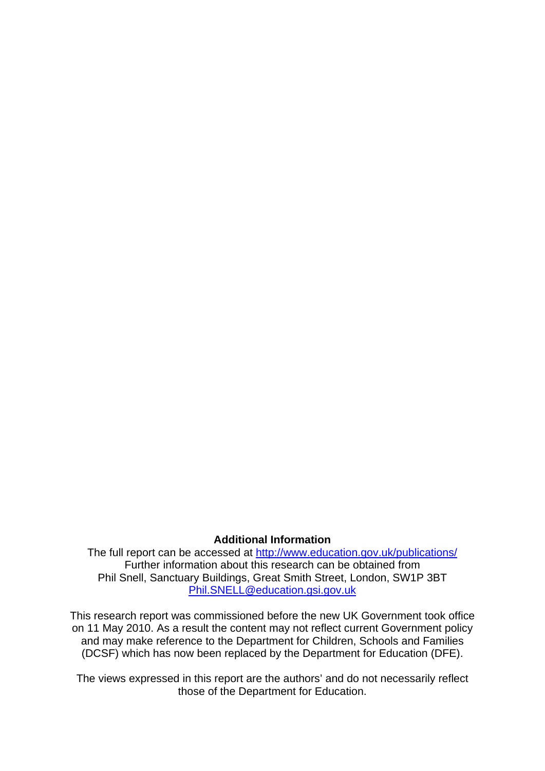**Additional Information**

The full report can be accessed at http://www.education.gov.uk/publications/
Further information about this research can be obtained from
Phil Snell, Sanctuary Buildings, Great Smith Street, London, SW1P 3BT
Phil.SNELL@education.gsi.gov.uk

This research report was commissioned before the new UK Government took office on 11 May 2010. As a result the content may not reflect current Government policy and may make reference to the Department for Children, Schools and Families (DCSF) which has now been replaced by the Department for Education (DFE).

The views expressed in this report are the authors' and do not necessarily reflect those of the Department for Education.